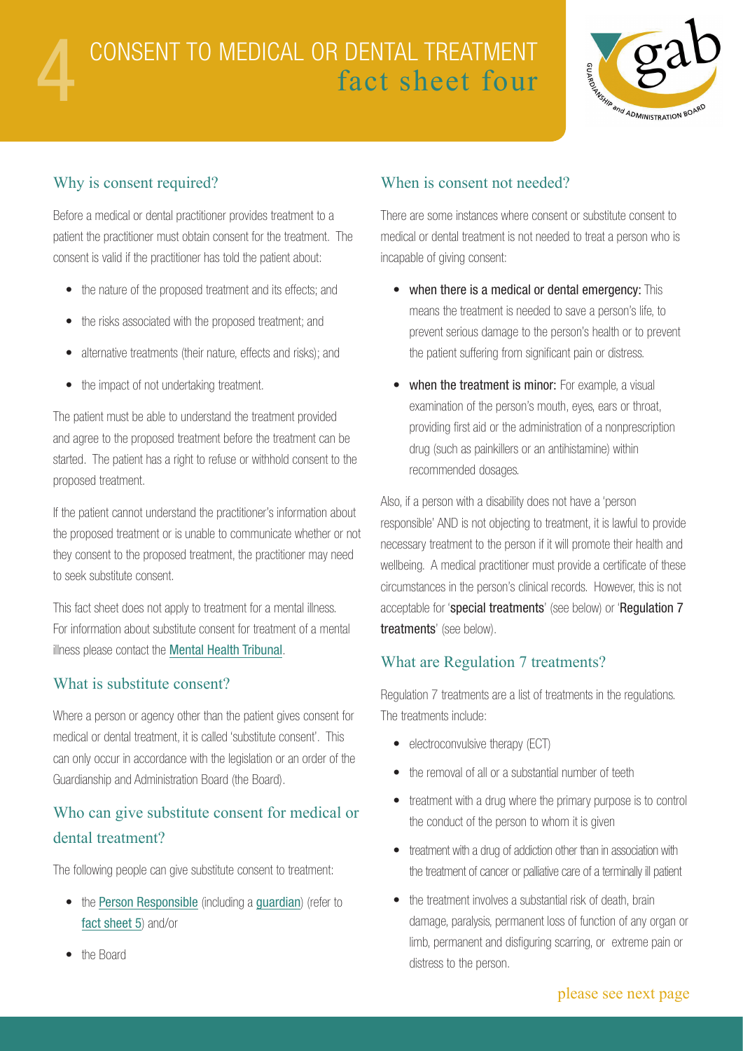# 4 CONSENT TO MEDICAL OR DENTAL TREATMENT

## fact sheet four

### Why is consent required?

Before a medical or dental practitioner provides treatment to a patient the practitioner must obtain consent for the treatment. The consent is valid if the practitioner has told the patient about:

- the nature of the proposed treatment and its effects; and
- the risks associated with the proposed treatment; and
- alternative treatments (their nature, effects and risks); and
- the impact of not undertaking treatment.

The patient must be able to understand the treatment provided and agree to the proposed treatment before the treatment can be started. The patient has a right to refuse or withhold consent to the proposed treatment.

If the patient cannot understand the practitioner's information about the proposed treatment or is unable to communicate whether or not they consent to the proposed treatment, the practitioner may need to seek substitute consent.

This fact sheet does not apply to treatment for a mental illness. For information about substitute consent for treatment of a mental illness please contact the Mental Health Tribunal.

### What is substitute consent?

Where a person or agency other than the patient gives consent for medical or dental treatment, it is called 'substitute consent'. This can only occur in accordance with the legislation or an order of the Guardianship and Administration Board (the Board).

### Who can give substitute consent for medical or dental treatment?

The following people can give substitute consent to treatment:

- the Person Responsible (including a guardian) (refer to fact sheet 5) and/or
- the Board

### When is consent not needed?

There are some instances where consent or substitute consent to medical or dental treatment is not needed to treat a person who is incapable of giving consent:

- **when there is a medical or dental emergency:** This means the treatment is needed to save a person's life, to prevent serious damage to the person's health or to prevent the patient suffering from significant pain or distress.
- **when the treatment is minor:** For example, a visual examination of the person's mouth, eyes, ears or throat, providing first aid or the administration of a nonprescription drug (such as painkillers or an antihistamine) within recommended dosages.

Also, if a person with a disability does not have a 'person responsible' AND is not objecting to treatment, it is lawful to provide necessary treatment to the person if it will promote their health and wellbeing. A medical practitioner must provide a certificate of these circumstances in the person's clinical records. However, this is not acceptable for '**special treatments**' (see below) or '**Regulation 7 treatments**' (see below).

### What are Regulation 7 treatments?

Regulation 7 treatments are a list of treatments in the regulations. The treatments include:

- electroconvulsive therapy (ECT)
- the removal of all or a substantial number of teeth
- treatment with a drug where the primary purpose is to control the conduct of the person to whom it is given
- treatment with a drug of addiction other than in association with the treatment of cancer or palliative care of a terminally ill patient
- the treatment involves a substantial risk of death, brain damage, paralysis, permanent loss of function of any organ or limb, permanent and disfiguring scarring, or extreme pain or distress to the person.

please see next page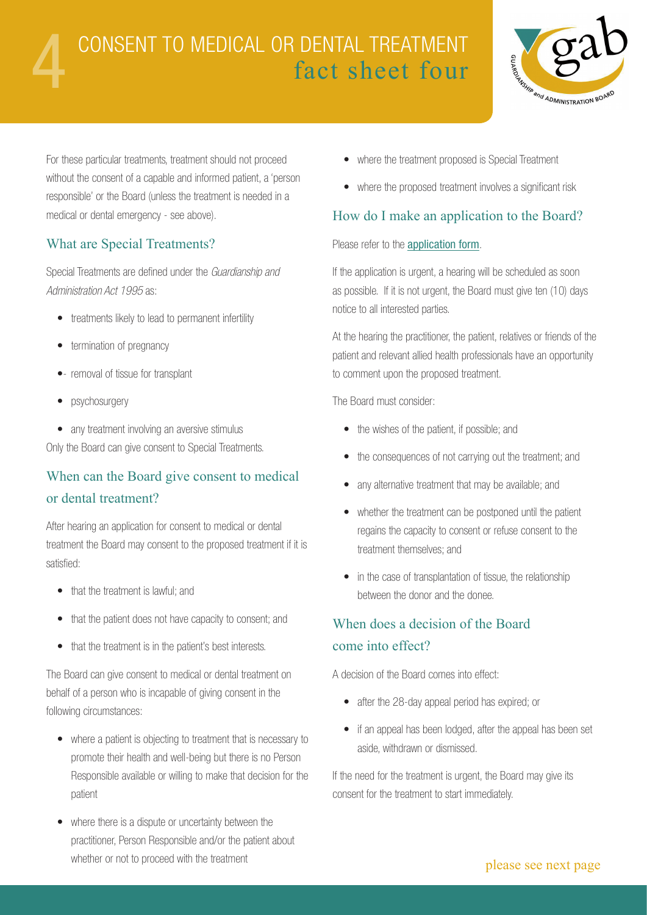# 4 CONSENT TO MEDICAL OR DENTAL TREATMENT fact sheet four

For these particular treatments, treatment should not proceed without the consent of a capable and informed patient, a 'person responsible' or the Board (unless the treatment is needed in a medical or dental emergency - see above).

## What are Special Treatments?

Special Treatments are defined under the *Guardianship and Administration Act 1995* as:

- treatments likely to lead to permanent infertility
- termination of pregnancy
- - removal of tissue for transplant
- psychosurgery
- any treatment involving an aversive stimulus

Only the Board can give consent to Special Treatments.

## When can the Board give consent to medical or dental treatment?

After hearing an application for consent to medical or dental treatment the Board may consent to the proposed treatment if it is satisfied:

- that the treatment is lawful; and
- that the patient does not have capacity to consent; and
- that the treatment is in the patient's best interests.

The Board can give consent to medical or dental treatment on behalf of a person who is incapable of giving consent in the following circumstances:

- where a patient is objecting to treatment that is necessary to promote their health and well-being but there is no Person Responsible available or willing to make that decision for the patient
- where there is a dispute or uncertainty between the practitioner, Person Responsible and/or the patient about whether or not to proceed with the treatment
- where the treatment proposed is Special Treatment
- where the proposed treatment involves a significant risk

## How do I make an application to the Board?

Please refer to the application form.

If the application is urgent, a hearing will be scheduled as soon as possible. If it is not urgent, the Board must give ten (10) days notice to all interested parties.

At the hearing the practitioner, the patient, relatives or friends of the patient and relevant allied health professionals have an opportunity to comment upon the proposed treatment.

The Board must consider:

- the wishes of the patient, if possible; and
- the consequences of not carrying out the treatment; and
- any alternative treatment that may be available; and
- whether the treatment can be postponed until the patient regains the capacity to consent or refuse consent to the treatment themselves; and
- in the case of transplantation of tissue, the relationship between the donor and the donee.

## When does a decision of the Board come into effect?

A decision of the Board comes into effect:

- after the 28-day appeal period has expired; or
- if an appeal has been lodged, after the appeal has been set aside, withdrawn or dismissed.

If the need for the treatment is urgent, the Board may give its consent for the treatment to start immediately.

please see next page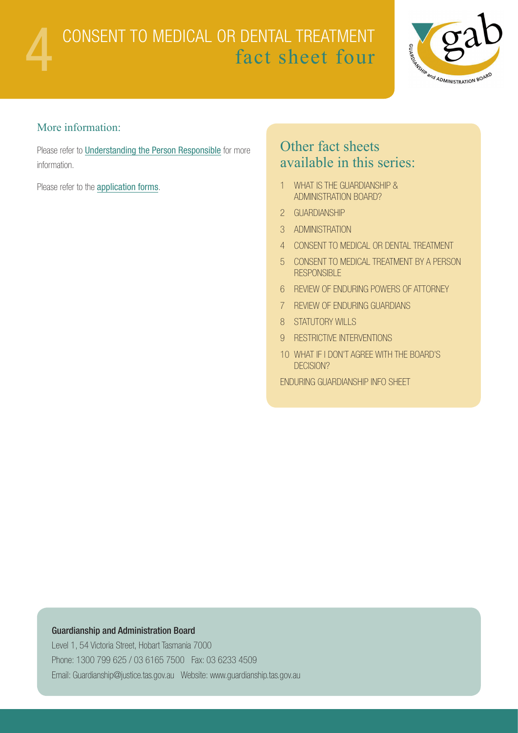## More information:

Please refer to Understanding the Person Responsible for more information.

Please refer to the application forms.

## Other fact sheets available in this series:

1. WHAT IS THE GUARDIANSHIP & ADMINISTRATION BOARD?
2. GUARDIANSHIP
3. ADMINISTRATION
4. CONSENT TO MEDICAL OR DENTAL TREATMENT
5. CONSENT TO MEDICAL TREATMENT BY A PERSON RESPONSIBLE
6. REVIEW OF ENDURING POWERS OF ATTORNEY
7. REVIEW OF ENDURING GUARDIANS
8. STATUTORY WILLS
9. RESTRICTIVE INTERVENTIONS
10. WHAT IF I DON'T AGREE WITH THE BOARD'S DECISION?

ENDURING GUARDIANSHIP INFO SHEET

**Guardianship and Administration Board**

Level 1, 54 Victoria Street, Hobart Tasmania 7000

Phone: 1300 799 625 / 03 6165 7500 Fax: 03 6233 4509

Email: Guardianship@justice.tas.gov.au Website: www.guardianship.tas.gov.au